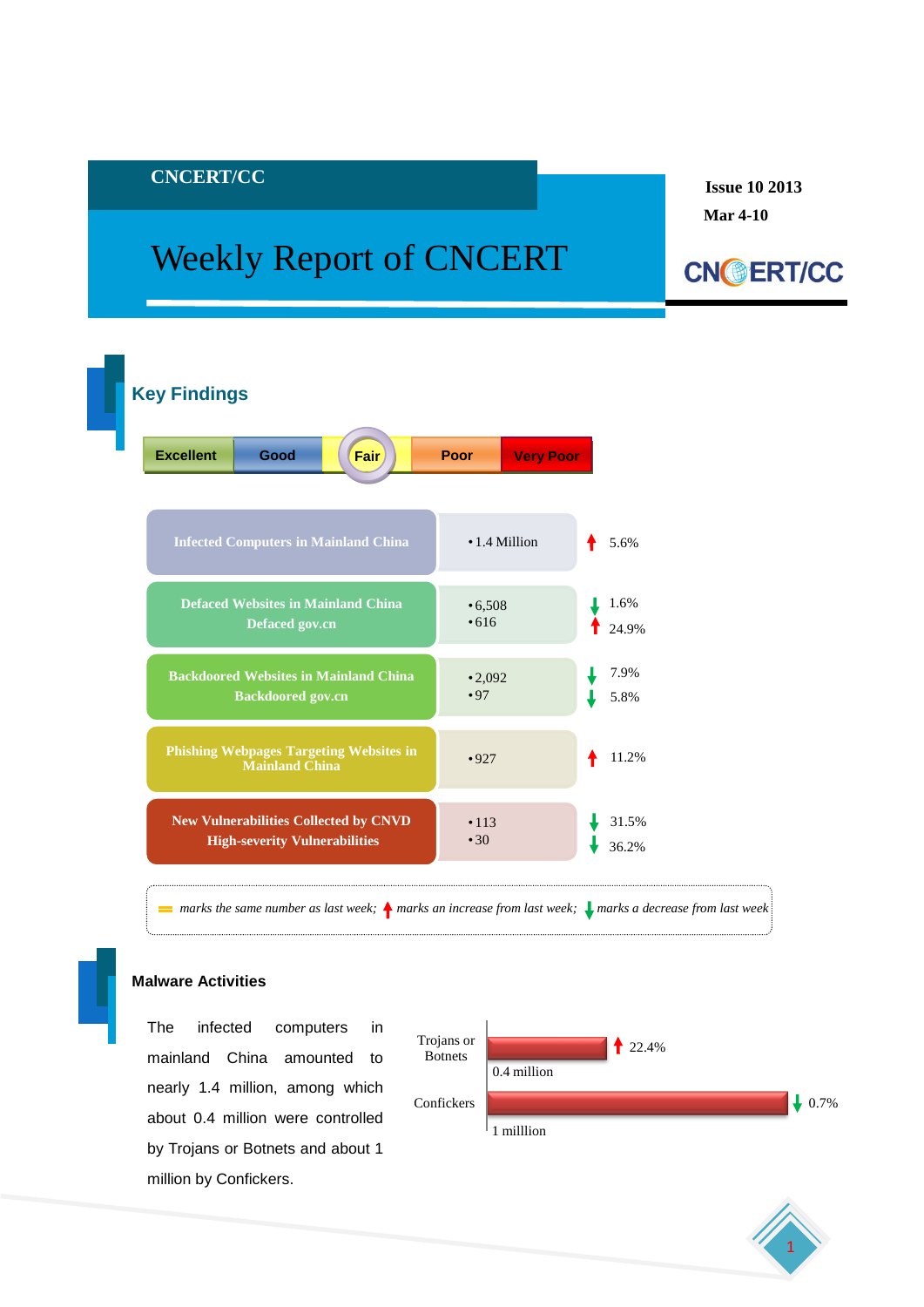**CNCERT/CC**

# Weekly Report of CNCERT

**Issue 10 2013**

**Mar 4-10**

## Key Findings

Excellent | Good | **Fair** | Poor | Very Poor

| Indicator | Number | Change |
|---|---|---|
| Infected Computers in Mainland China | 1.4 Million | ↑ 5.6% |
| Defaced Websites in Mainland China | 6,508 | ↓ 1.6% |
| Defaced gov.cn | 616 | ↑ 24.9% |
| Backdoored Websites in Mainland China | 2,092 | ↓ 7.9% |
| Backdoored gov.cn | 97 | ↓ 5.8% |
| Phishing Webpages Targeting Websites in Mainland China | 927 | ↑ 11.2% |
| New Vulnerabilities Collected by CNVD | 113 | ↓ 31.5% |
| High-severity Vulnerabilities | 30 | ↓ 36.2% |

*= marks the same number as last week; ↑ marks an increase from last week; ↓ marks a decrease from last week*

## Malware Activities

The infected computers in mainland China amounted to nearly 1.4 million, among which about 0.4 million were controlled by Trojans or Botnets and about 1 million by Confickers.

| Type | Number | Change |
|---|---|---|
| Trojans or Botnets | 0.4 million | ↑ 22.4% |
| Confickers | 1 milllion | ↓ 0.7% |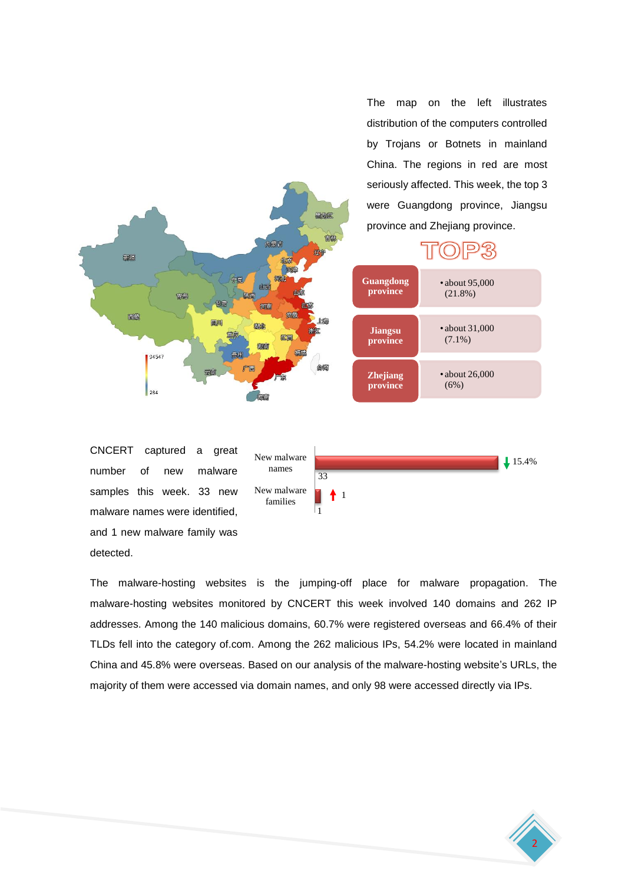The map on the left illustrates distribution of the computers controlled by Trojans or Botnets in mainland China. The regions in red are most seriously affected. This week, the top 3 were Guangdong province, Jiangsu province and Zhejiang province.

TOP3

| Province | Count |
| --- | --- |
| Guangdong province | about 95,000 (21.8%) |
| Jiangsu province | about 31,000 (7.1%) |
| Zhejiang province | about 26,000 (6%) |

CNCERT captured a great number of new malware samples this week. 33 new malware names were identified, and 1 new malware family was detected.

| | Count | Change |
| --- | --- | --- |
| New malware names | 33 | ↓ 15.4% |
| New malware families | 1 | ↑ 1 |

The malware-hosting websites is the jumping-off place for malware propagation. The malware-hosting websites monitored by CNCERT this week involved 140 domains and 262 IP addresses. Among the 140 malicious domains, 60.7% were registered overseas and 66.4% of their TLDs fell into the category of.com. Among the 262 malicious IPs, 54.2% were located in mainland China and 45.8% were overseas. Based on our analysis of the malware-hosting website's URLs, the majority of them were accessed via domain names, and only 98 were accessed directly via IPs.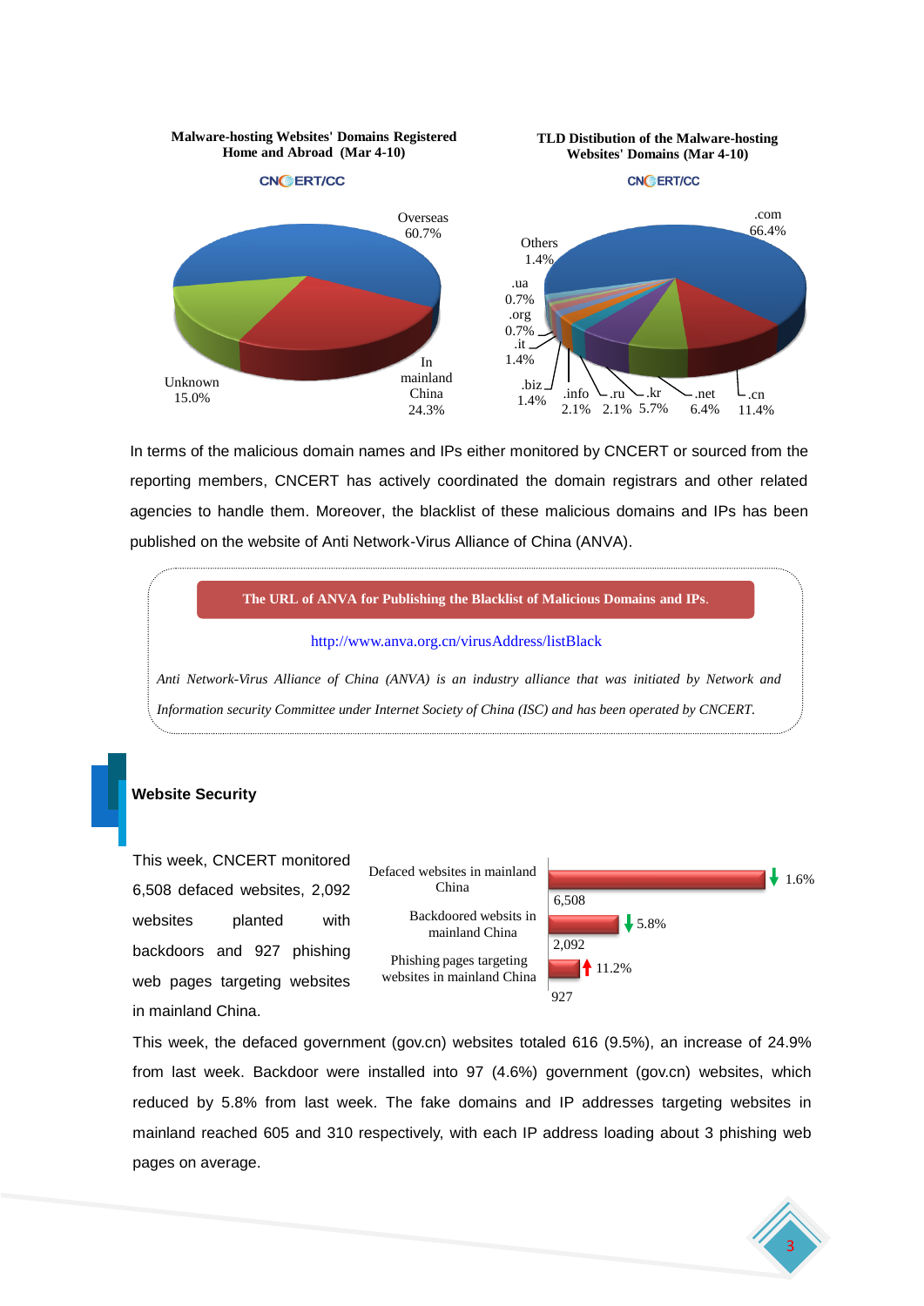**Malware-hosting Websites' Domains Registered Home and Abroad (Mar 4-10)**

CNCERT/CC

Overseas 60.7%

In mainland China 24.3%

Unknown 15.0%

**TLD Distibution of the Malware-hosting Websites' Domains (Mar 4-10)**

CNCERT/CC

.com 66.4%

.cn 11.4%

.net 6.4%

.kr 5.7%

.ru 2.1%

.info 2.1%

.biz 1.4%

.it 1.4%

.org 0.7%

.ua 0.7%

Others 1.4%

In terms of the malicious domain names and IPs either monitored by CNCERT or sourced from the reporting members, CNCERT has actively coordinated the domain registrars and other related agencies to handle them. Moreover, the blacklist of these malicious domains and IPs has been published on the website of Anti Network-Virus Alliance of China (ANVA).

**The URL of ANVA for Publishing the Blacklist of Malicious Domains and IPs.**

http://www.anva.org.cn/virusAddress/listBlack

*Anti Network-Virus Alliance of China (ANVA) is an industry alliance that was initiated by Network and Information security Committee under Internet Society of China (ISC) and has been operated by CNCERT.*

## Website Security

This week, CNCERT monitored 6,508 defaced websites, 2,092 websites planted with backdoors and 927 phishing web pages targeting websites in mainland China.

| Category | Count | Change |
| --- | --- | --- |
| Defaced websites in mainland China | 6,508 | ↓ 1.6% |
| Backdoored websits in mainland China | 2,092 | ↓ 5.8% |
| Phishing pages targeting websites in mainland China | 927 | ↑ 11.2% |

This week, the defaced government (gov.cn) websites totaled 616 (9.5%), an increase of 24.9% from last week. Backdoor were installed into 97 (4.6%) government (gov.cn) websites, which reduced by 5.8% from last week. The fake domains and IP addresses targeting websites in mainland reached 605 and 310 respectively, with each IP address loading about 3 phishing web pages on average.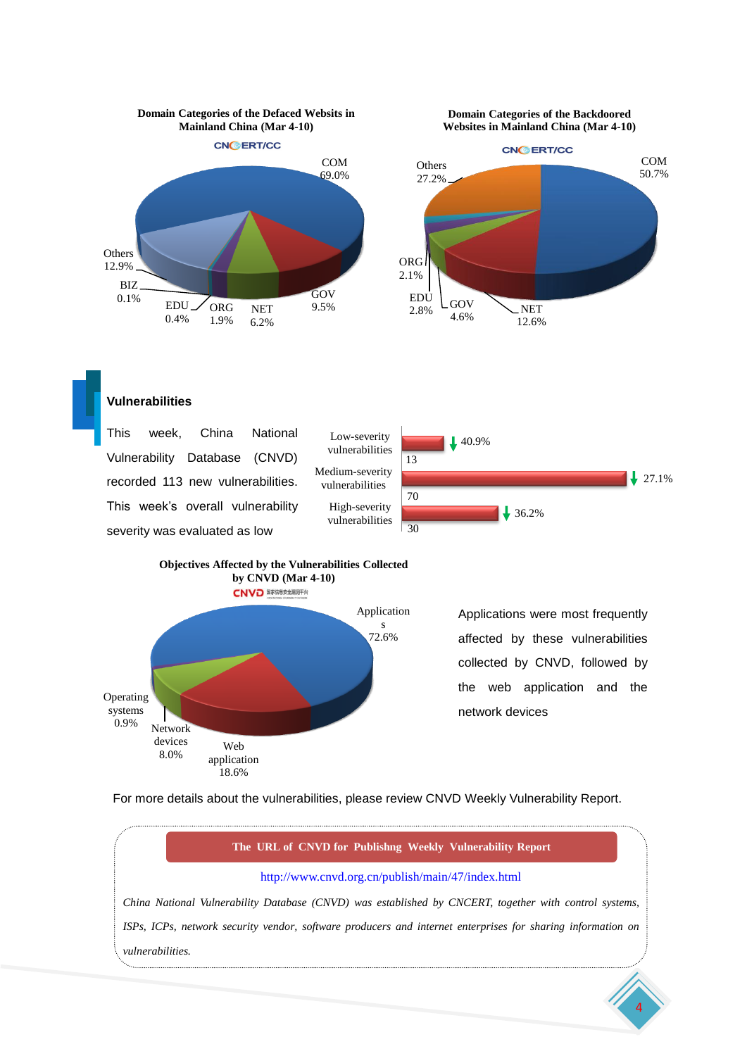**Domain Categories of the Defaced Websites in Mainland China (Mar 4-10)**

CNCERT/CC

| Category | Share |
| --- | --- |
| COM | 69.0% |
| Others | 12.9% |
| GOV | 9.5% |
| NET | 6.2% |
| ORG | 1.9% |
| EDU | 0.4% |
| BIZ | 0.1% |

**Domain Categories of the Backdoored Websites in Mainland China (Mar 4-10)**

CNCERT/CC

| Category | Share |
| --- | --- |
| COM | 50.7% |
| Others | 27.2% |
| NET | 12.6% |
| GOV | 4.6% |
| EDU | 2.8% |
| ORG | 2.1% |

## Vulnerabilities

This week, China National Vulnerability Database (CNVD) recorded 113 new vulnerabilities. This week's overall vulnerability severity was evaluated as low

| Severity | Count | Change |
| --- | --- | --- |
| Low-severity vulnerabilities | 13 | ↓ 40.9% |
| Medium-severity vulnerabilities | 70 | ↓ 27.1% |
| High-severity vulnerabilities | 30 | ↓ 36.2% |

**Objectives Affected by the Vulnerabilities Collected by CNVD (Mar 4-10)**

CNVD

| Objective | Share |
| --- | --- |
| Applications | 72.6% |
| Web application | 18.6% |
| Network devices | 8.0% |
| Operating systems | 0.9% |

Applications were most frequently affected by these vulnerabilities collected by CNVD, followed by the web application and the network devices

For more details about the vulnerabilities, please review CNVD Weekly Vulnerability Report.

**The URL of CNVD for Publishng Weekly Vulnerability Report**

http://www.cnvd.org.cn/publish/main/47/index.html

*China National Vulnerability Database (CNVD) was established by CNCERT, together with control systems, ISPs, ICPs, network security vendor, software producers and internet enterprises for sharing information on vulnerabilities.*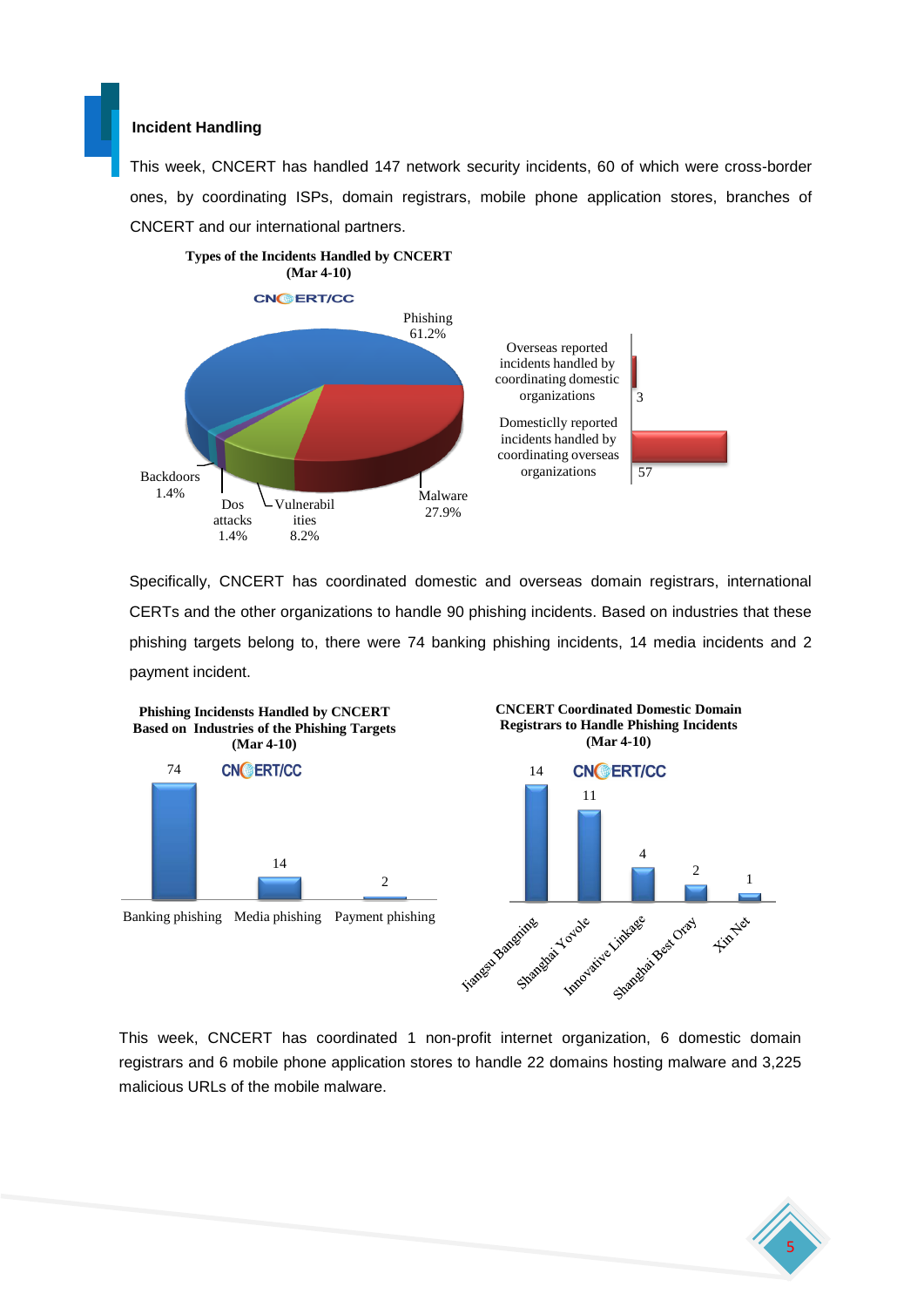## Incident Handling

This week, CNCERT has handled 147 network security incidents, 60 of which were cross-border ones, by coordinating ISPs, domain registrars, mobile phone application stores, branches of CNCERT and our international partners.

**Types of the Incidents Handled by CNCERT (Mar 4-10)**

CNCERT/CC

| Type | Percentage |
|---|---|
| Phishing | 61.2% |
| Malware | 27.9% |
| Vulnerabilities | 8.2% |
| Dos attacks | 1.4% |
| Backdoors | 1.4% |

| Category | Count |
|---|---|
| Overseas reported incidents handled by coordinating domestic organizations | 3 |
| Domesticlly reported incidents handled by coordinating overseas organizations | 57 |

Specifically, CNCERT has coordinated domestic and overseas domain registrars, international CERTs and the other organizations to handle 90 phishing incidents. Based on industries that these phishing targets belong to, there were 74 banking phishing incidents, 14 media incidents and 2 payment incident.

**Phishing Incidensts Handled by CNCERT Based on Industries of the Phishing Targets (Mar 4-10)**

CNCERT/CC

| Industry | Count |
|---|---|
| Banking phishing | 74 |
| Media phishing | 14 |
| Payment phishing | 2 |

**CNCERT Coordinated Domestic Domain Registrars to Handle Phishing Incidents (Mar 4-10)**

CNCERT/CC

| Registrar | Count |
|---|---|
| Jiangsu Bangning | 14 |
| Shanghai Yovole | 11 |
| Innovative Linkage | 4 |
| Shanghai Best Oray | 2 |
| Xin Net | 1 |

This week, CNCERT has coordinated 1 non-profit internet organization, 6 domestic domain registrars and 6 mobile phone application stores to handle 22 domains hosting malware and 3,225 malicious URLs of the mobile malware.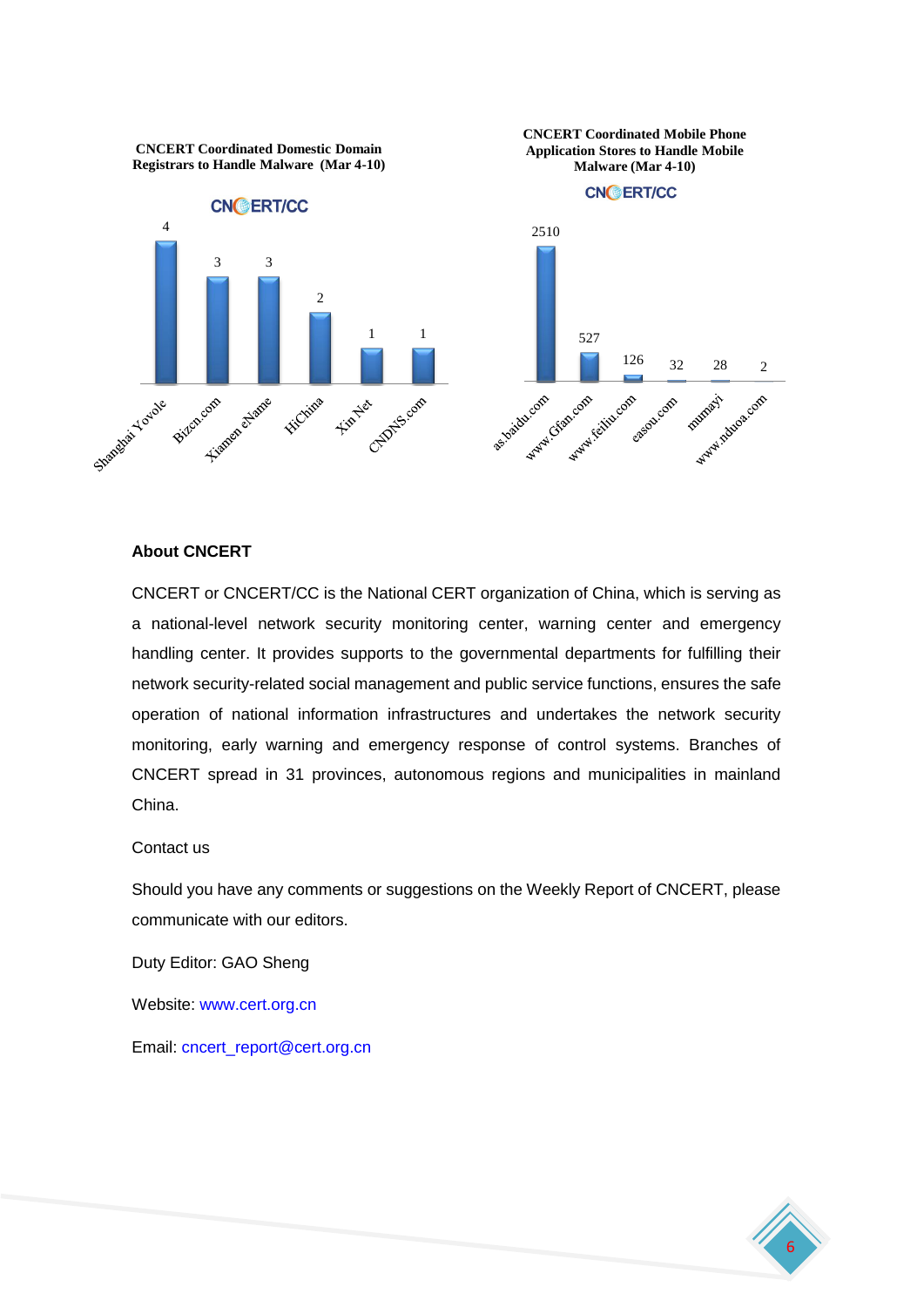CNCERT Coordinated Domestic Domain Registrars to Handle Malware (Mar 4-10)

CNCERT/CC

4
3
3
2
1
1

Shanghai Yovole
Bizcn.com
Xiamen eName
HiChina
Xin Net
CNDNS.com

CNCERT Coordinated Mobile Phone Application Stores to Handle Mobile Malware (Mar 4-10)

CNCERT/CC

2510
527
126
32
28
2

as.baidu.com
www.Gfan.com
www.feiliu.com
easou.com
mumayi
www.nduoa.com

## About CNCERT

CNCERT or CNCERT/CC is the National CERT organization of China, which is serving as a national-level network security monitoring center, warning center and emergency handling center. It provides supports to the governmental departments for fulfilling their network security-related social management and public service functions, ensures the safe operation of national information infrastructures and undertakes the network security monitoring, early warning and emergency response of control systems. Branches of CNCERT spread in 31 provinces, autonomous regions and municipalities in mainland China.

Contact us

Should you have any comments or suggestions on the Weekly Report of CNCERT, please communicate with our editors.

Duty Editor: GAO Sheng

Website: www.cert.org.cn

Email: cncert_report@cert.org.cn